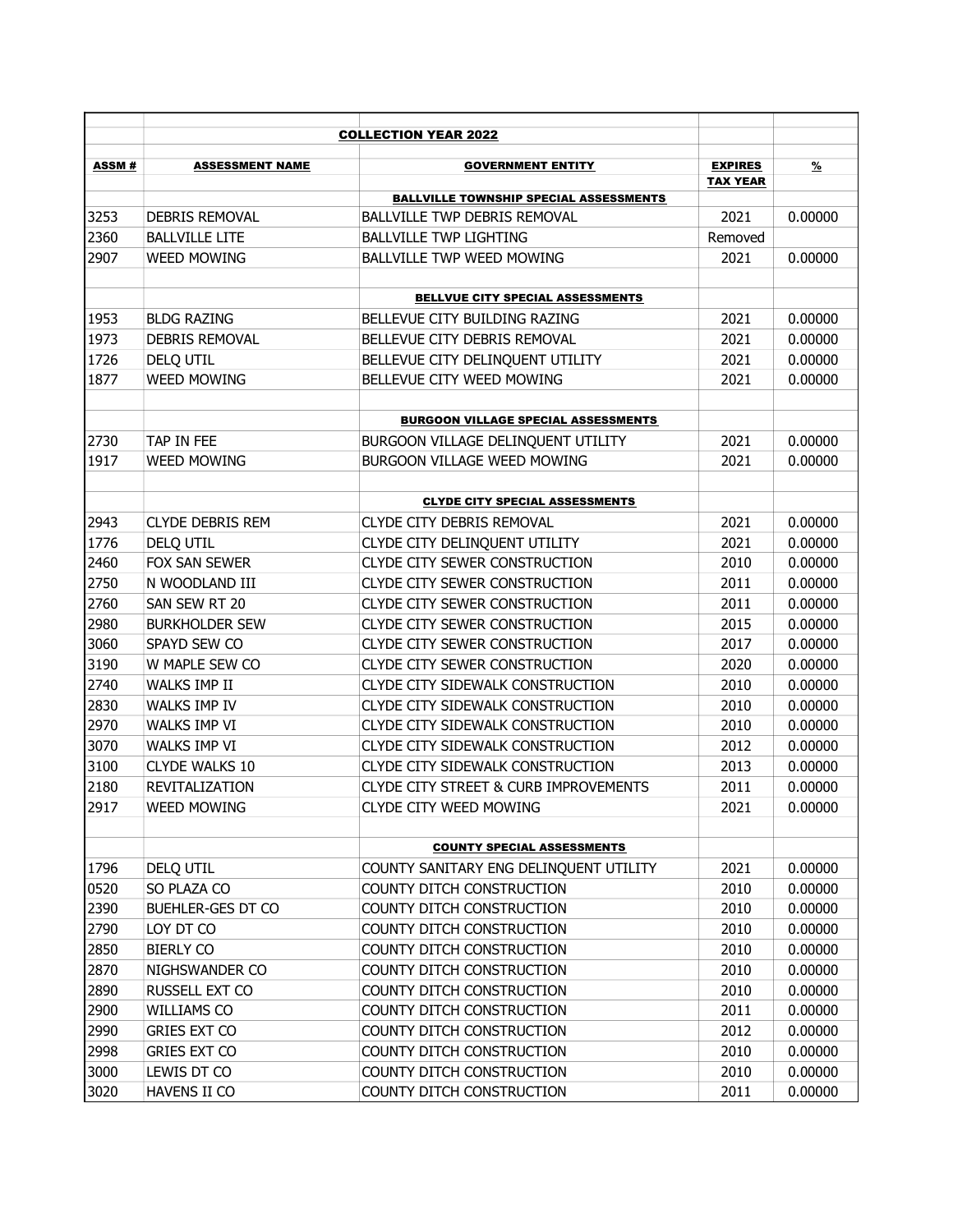| | COLLECTION YEAR 2022 | | | |
|---|---|---|---|---|
| **ASSM #** | **ASSESSMENT NAME** | **GOVERNMENT ENTITY** | **EXPIRES TAX YEAR** | **%** |
| | | **BALLVILLE TOWNSHIP SPECIAL ASSESSMENTS** | | |
| 3253 | DEBRIS REMOVAL | BALLVILLE TWP DEBRIS REMOVAL | 2021 | 0.00000 |
| 2360 | BALLVILLE LITE | BALLVILLE TWP LIGHTING | Removed | |
| 2907 | WEED MOWING | BALLVILLE TWP WEED MOWING | 2021 | 0.00000 |
| | | | | |
| | | **BELLVUE CITY SPECIAL ASSESSMENTS** | | |
| 1953 | BLDG RAZING | BELLEVUE CITY BUILDING RAZING | 2021 | 0.00000 |
| 1973 | DEBRIS REMOVAL | BELLEVUE CITY DEBRIS REMOVAL | 2021 | 0.00000 |
| 1726 | DELQ UTIL | BELLEVUE CITY DELINQUENT UTILITY | 2021 | 0.00000 |
| 1877 | WEED MOWING | BELLEVUE CITY WEED MOWING | 2021 | 0.00000 |
| | | | | |
| | | **BURGOON VILLAGE SPECIAL ASSESSMENTS** | | |
| 2730 | TAP IN FEE | BURGOON VILLAGE DELINQUENT UTILITY | 2021 | 0.00000 |
| 1917 | WEED MOWING | BURGOON VILLAGE WEED MOWING | 2021 | 0.00000 |
| | | | | |
| | | **CLYDE CITY SPECIAL ASSESSMENTS** | | |
| 2943 | CLYDE DEBRIS REM | CLYDE CITY DEBRIS REMOVAL | 2021 | 0.00000 |
| 1776 | DELQ UTIL | CLYDE CITY DELINQUENT UTILITY | 2021 | 0.00000 |
| 2460 | FOX SAN SEWER | CLYDE CITY SEWER CONSTRUCTION | 2010 | 0.00000 |
| 2750 | N WOODLAND III | CLYDE CITY SEWER CONSTRUCTION | 2011 | 0.00000 |
| 2760 | SAN SEW RT 20 | CLYDE CITY SEWER CONSTRUCTION | 2011 | 0.00000 |
| 2980 | BURKHOLDER SEW | CLYDE CITY SEWER CONSTRUCTION | 2015 | 0.00000 |
| 3060 | SPAYD SEW CO | CLYDE CITY SEWER CONSTRUCTION | 2017 | 0.00000 |
| 3190 | W MAPLE SEW CO | CLYDE CITY SEWER CONSTRUCTION | 2020 | 0.00000 |
| 2740 | WALKS IMP II | CLYDE CITY SIDEWALK CONSTRUCTION | 2010 | 0.00000 |
| 2830 | WALKS IMP IV | CLYDE CITY SIDEWALK CONSTRUCTION | 2010 | 0.00000 |
| 2970 | WALKS IMP VI | CLYDE CITY SIDEWALK CONSTRUCTION | 2010 | 0.00000 |
| 3070 | WALKS IMP VI | CLYDE CITY SIDEWALK CONSTRUCTION | 2012 | 0.00000 |
| 3100 | CLYDE WALKS 10 | CLYDE CITY SIDEWALK CONSTRUCTION | 2013 | 0.00000 |
| 2180 | REVITALIZATION | CLYDE CITY STREET & CURB IMPROVEMENTS | 2011 | 0.00000 |
| 2917 | WEED MOWING | CLYDE CITY WEED MOWING | 2021 | 0.00000 |
| | | | | |
| | | **COUNTY SPECIAL ASSESSMENTS** | | |
| 1796 | DELQ UTIL | COUNTY SANITARY ENG DELINQUENT UTILITY | 2021 | 0.00000 |
| 0520 | SO PLAZA CO | COUNTY DITCH CONSTRUCTION | 2010 | 0.00000 |
| 2390 | BUEHLER-GES DT CO | COUNTY DITCH CONSTRUCTION | 2010 | 0.00000 |
| 2790 | LOY DT CO | COUNTY DITCH CONSTRUCTION | 2010 | 0.00000 |
| 2850 | BIERLY CO | COUNTY DITCH CONSTRUCTION | 2010 | 0.00000 |
| 2870 | NIGHSWANDER CO | COUNTY DITCH CONSTRUCTION | 2010 | 0.00000 |
| 2890 | RUSSELL EXT CO | COUNTY DITCH CONSTRUCTION | 2010 | 0.00000 |
| 2900 | WILLIAMS CO | COUNTY DITCH CONSTRUCTION | 2011 | 0.00000 |
| 2990 | GRIES EXT CO | COUNTY DITCH CONSTRUCTION | 2012 | 0.00000 |
| 2998 | GRIES EXT CO | COUNTY DITCH CONSTRUCTION | 2010 | 0.00000 |
| 3000 | LEWIS DT CO | COUNTY DITCH CONSTRUCTION | 2010 | 0.00000 |
| 3020 | HAVENS II CO | COUNTY DITCH CONSTRUCTION | 2011 | 0.00000 |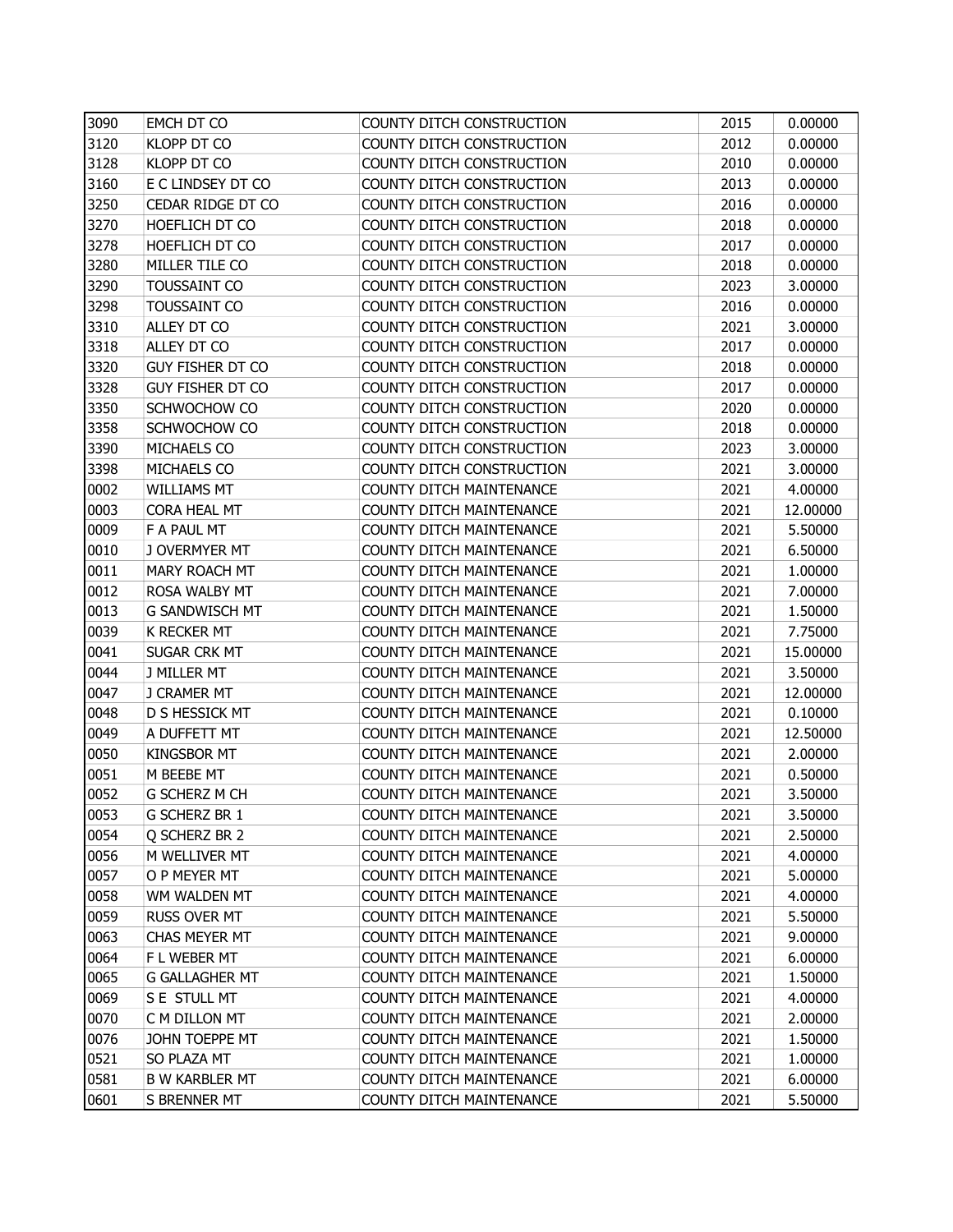| | | | | |
|---|---|---|---|---|
| 3090 | EMCH DT CO | COUNTY DITCH CONSTRUCTION | 2015 | 0.00000 |
| 3120 | KLOPP DT CO | COUNTY DITCH CONSTRUCTION | 2012 | 0.00000 |
| 3128 | KLOPP DT CO | COUNTY DITCH CONSTRUCTION | 2010 | 0.00000 |
| 3160 | E C LINDSEY DT CO | COUNTY DITCH CONSTRUCTION | 2013 | 0.00000 |
| 3250 | CEDAR RIDGE DT CO | COUNTY DITCH CONSTRUCTION | 2016 | 0.00000 |
| 3270 | HOEFLICH DT CO | COUNTY DITCH CONSTRUCTION | 2018 | 0.00000 |
| 3278 | HOEFLICH DT CO | COUNTY DITCH CONSTRUCTION | 2017 | 0.00000 |
| 3280 | MILLER TILE CO | COUNTY DITCH CONSTRUCTION | 2018 | 0.00000 |
| 3290 | TOUSSAINT CO | COUNTY DITCH CONSTRUCTION | 2023 | 3.00000 |
| 3298 | TOUSSAINT CO | COUNTY DITCH CONSTRUCTION | 2016 | 0.00000 |
| 3310 | ALLEY DT CO | COUNTY DITCH CONSTRUCTION | 2021 | 3.00000 |
| 3318 | ALLEY DT CO | COUNTY DITCH CONSTRUCTION | 2017 | 0.00000 |
| 3320 | GUY FISHER DT CO | COUNTY DITCH CONSTRUCTION | 2018 | 0.00000 |
| 3328 | GUY FISHER DT CO | COUNTY DITCH CONSTRUCTION | 2017 | 0.00000 |
| 3350 | SCHWOCHOW CO | COUNTY DITCH CONSTRUCTION | 2020 | 0.00000 |
| 3358 | SCHWOCHOW CO | COUNTY DITCH CONSTRUCTION | 2018 | 0.00000 |
| 3390 | MICHAELS CO | COUNTY DITCH CONSTRUCTION | 2023 | 3.00000 |
| 3398 | MICHAELS CO | COUNTY DITCH CONSTRUCTION | 2021 | 3.00000 |
| 0002 | WILLIAMS MT | COUNTY DITCH MAINTENANCE | 2021 | 4.00000 |
| 0003 | CORA HEAL MT | COUNTY DITCH MAINTENANCE | 2021 | 12.00000 |
| 0009 | F A PAUL MT | COUNTY DITCH MAINTENANCE | 2021 | 5.50000 |
| 0010 | J OVERMYER MT | COUNTY DITCH MAINTENANCE | 2021 | 6.50000 |
| 0011 | MARY ROACH MT | COUNTY DITCH MAINTENANCE | 2021 | 1.00000 |
| 0012 | ROSA WALBY MT | COUNTY DITCH MAINTENANCE | 2021 | 7.00000 |
| 0013 | G SANDWISCH MT | COUNTY DITCH MAINTENANCE | 2021 | 1.50000 |
| 0039 | K RECKER MT | COUNTY DITCH MAINTENANCE | 2021 | 7.75000 |
| 0041 | SUGAR CRK MT | COUNTY DITCH MAINTENANCE | 2021 | 15.00000 |
| 0044 | J MILLER MT | COUNTY DITCH MAINTENANCE | 2021 | 3.50000 |
| 0047 | J CRAMER MT | COUNTY DITCH MAINTENANCE | 2021 | 12.00000 |
| 0048 | D S HESSICK MT | COUNTY DITCH MAINTENANCE | 2021 | 0.10000 |
| 0049 | A DUFFETT MT | COUNTY DITCH MAINTENANCE | 2021 | 12.50000 |
| 0050 | KINGSBOR MT | COUNTY DITCH MAINTENANCE | 2021 | 2.00000 |
| 0051 | M BEEBE MT | COUNTY DITCH MAINTENANCE | 2021 | 0.50000 |
| 0052 | G SCHERZ M CH | COUNTY DITCH MAINTENANCE | 2021 | 3.50000 |
| 0053 | G SCHERZ BR 1 | COUNTY DITCH MAINTENANCE | 2021 | 3.50000 |
| 0054 | Q SCHERZ BR 2 | COUNTY DITCH MAINTENANCE | 2021 | 2.50000 |
| 0056 | M WELLIVER MT | COUNTY DITCH MAINTENANCE | 2021 | 4.00000 |
| 0057 | O P MEYER MT | COUNTY DITCH MAINTENANCE | 2021 | 5.00000 |
| 0058 | WM WALDEN MT | COUNTY DITCH MAINTENANCE | 2021 | 4.00000 |
| 0059 | RUSS OVER MT | COUNTY DITCH MAINTENANCE | 2021 | 5.50000 |
| 0063 | CHAS MEYER MT | COUNTY DITCH MAINTENANCE | 2021 | 9.00000 |
| 0064 | F L WEBER MT | COUNTY DITCH MAINTENANCE | 2021 | 6.00000 |
| 0065 | G GALLAGHER MT | COUNTY DITCH MAINTENANCE | 2021 | 1.50000 |
| 0069 | S E STULL MT | COUNTY DITCH MAINTENANCE | 2021 | 4.00000 |
| 0070 | C M DILLON MT | COUNTY DITCH MAINTENANCE | 2021 | 2.00000 |
| 0076 | JOHN TOEPPE MT | COUNTY DITCH MAINTENANCE | 2021 | 1.50000 |
| 0521 | SO PLAZA MT | COUNTY DITCH MAINTENANCE | 2021 | 1.00000 |
| 0581 | B W KARBLER MT | COUNTY DITCH MAINTENANCE | 2021 | 6.00000 |
| 0601 | S BRENNER MT | COUNTY DITCH MAINTENANCE | 2021 | 5.50000 |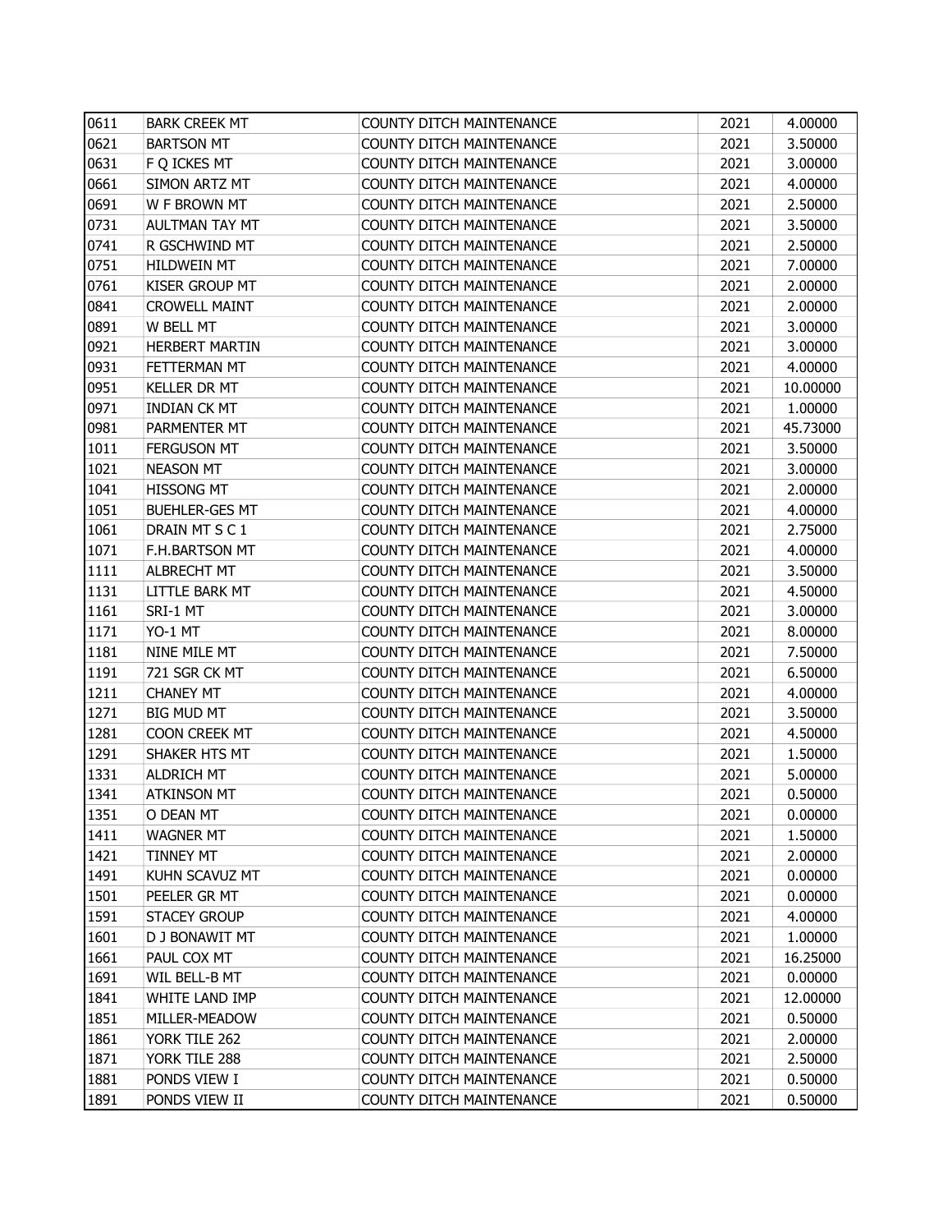| 0611 | BARK CREEK MT | COUNTY DITCH MAINTENANCE | 2021 | 4.00000 |
|---|---|---|---|---|
| 0621 | BARTSON MT | COUNTY DITCH MAINTENANCE | 2021 | 3.50000 |
| 0631 | F Q ICKES MT | COUNTY DITCH MAINTENANCE | 2021 | 3.00000 |
| 0661 | SIMON ARTZ MT | COUNTY DITCH MAINTENANCE | 2021 | 4.00000 |
| 0691 | W F BROWN MT | COUNTY DITCH MAINTENANCE | 2021 | 2.50000 |
| 0731 | AULTMAN TAY MT | COUNTY DITCH MAINTENANCE | 2021 | 3.50000 |
| 0741 | R GSCHWIND MT | COUNTY DITCH MAINTENANCE | 2021 | 2.50000 |
| 0751 | HILDWEIN MT | COUNTY DITCH MAINTENANCE | 2021 | 7.00000 |
| 0761 | KISER GROUP MT | COUNTY DITCH MAINTENANCE | 2021 | 2.00000 |
| 0841 | CROWELL MAINT | COUNTY DITCH MAINTENANCE | 2021 | 2.00000 |
| 0891 | W BELL MT | COUNTY DITCH MAINTENANCE | 2021 | 3.00000 |
| 0921 | HERBERT MARTIN | COUNTY DITCH MAINTENANCE | 2021 | 3.00000 |
| 0931 | FETTERMAN MT | COUNTY DITCH MAINTENANCE | 2021 | 4.00000 |
| 0951 | KELLER DR MT | COUNTY DITCH MAINTENANCE | 2021 | 10.00000 |
| 0971 | INDIAN CK MT | COUNTY DITCH MAINTENANCE | 2021 | 1.00000 |
| 0981 | PARMENTER MT | COUNTY DITCH MAINTENANCE | 2021 | 45.73000 |
| 1011 | FERGUSON MT | COUNTY DITCH MAINTENANCE | 2021 | 3.50000 |
| 1021 | NEASON MT | COUNTY DITCH MAINTENANCE | 2021 | 3.00000 |
| 1041 | HISSONG MT | COUNTY DITCH MAINTENANCE | 2021 | 2.00000 |
| 1051 | BUEHLER-GES MT | COUNTY DITCH MAINTENANCE | 2021 | 4.00000 |
| 1061 | DRAIN MT S C 1 | COUNTY DITCH MAINTENANCE | 2021 | 2.75000 |
| 1071 | F.H.BARTSON MT | COUNTY DITCH MAINTENANCE | 2021 | 4.00000 |
| 1111 | ALBRECHT MT | COUNTY DITCH MAINTENANCE | 2021 | 3.50000 |
| 1131 | LITTLE BARK MT | COUNTY DITCH MAINTENANCE | 2021 | 4.50000 |
| 1161 | SRI-1 MT | COUNTY DITCH MAINTENANCE | 2021 | 3.00000 |
| 1171 | YO-1 MT | COUNTY DITCH MAINTENANCE | 2021 | 8.00000 |
| 1181 | NINE MILE MT | COUNTY DITCH MAINTENANCE | 2021 | 7.50000 |
| 1191 | 721 SGR CK MT | COUNTY DITCH MAINTENANCE | 2021 | 6.50000 |
| 1211 | CHANEY MT | COUNTY DITCH MAINTENANCE | 2021 | 4.00000 |
| 1271 | BIG MUD MT | COUNTY DITCH MAINTENANCE | 2021 | 3.50000 |
| 1281 | COON CREEK MT | COUNTY DITCH MAINTENANCE | 2021 | 4.50000 |
| 1291 | SHAKER HTS MT | COUNTY DITCH MAINTENANCE | 2021 | 1.50000 |
| 1331 | ALDRICH MT | COUNTY DITCH MAINTENANCE | 2021 | 5.00000 |
| 1341 | ATKINSON MT | COUNTY DITCH MAINTENANCE | 2021 | 0.50000 |
| 1351 | O DEAN MT | COUNTY DITCH MAINTENANCE | 2021 | 0.00000 |
| 1411 | WAGNER MT | COUNTY DITCH MAINTENANCE | 2021 | 1.50000 |
| 1421 | TINNEY MT | COUNTY DITCH MAINTENANCE | 2021 | 2.00000 |
| 1491 | KUHN SCAVUZ MT | COUNTY DITCH MAINTENANCE | 2021 | 0.00000 |
| 1501 | PEELER GR MT | COUNTY DITCH MAINTENANCE | 2021 | 0.00000 |
| 1591 | STACEY GROUP | COUNTY DITCH MAINTENANCE | 2021 | 4.00000 |
| 1601 | D J BONAWIT MT | COUNTY DITCH MAINTENANCE | 2021 | 1.00000 |
| 1661 | PAUL COX MT | COUNTY DITCH MAINTENANCE | 2021 | 16.25000 |
| 1691 | WIL BELL-B MT | COUNTY DITCH MAINTENANCE | 2021 | 0.00000 |
| 1841 | WHITE LAND IMP | COUNTY DITCH MAINTENANCE | 2021 | 12.00000 |
| 1851 | MILLER-MEADOW | COUNTY DITCH MAINTENANCE | 2021 | 0.50000 |
| 1861 | YORK TILE 262 | COUNTY DITCH MAINTENANCE | 2021 | 2.00000 |
| 1871 | YORK TILE 288 | COUNTY DITCH MAINTENANCE | 2021 | 2.50000 |
| 1881 | PONDS VIEW I | COUNTY DITCH MAINTENANCE | 2021 | 0.50000 |
| 1891 | PONDS VIEW II | COUNTY DITCH MAINTENANCE | 2021 | 0.50000 |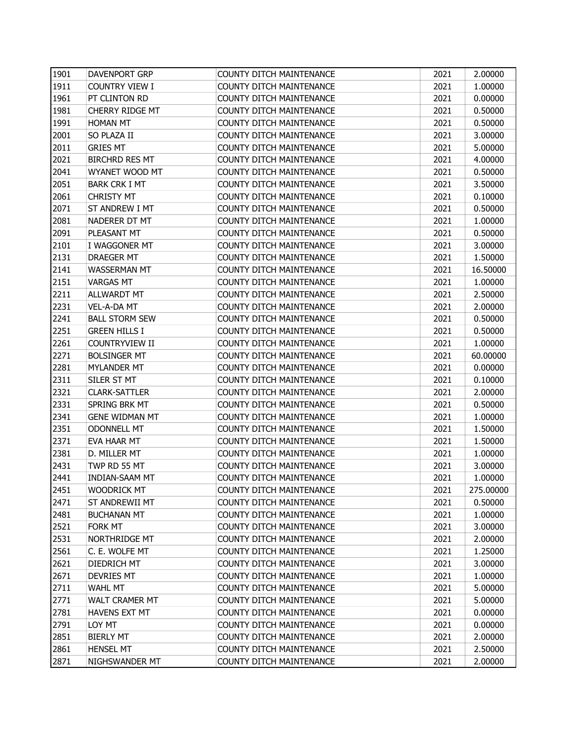| 1901 | DAVENPORT GRP | COUNTY DITCH MAINTENANCE | 2021 | 2.00000 |
|---|---|---|---|---|
| 1911 | COUNTRY VIEW I | COUNTY DITCH MAINTENANCE | 2021 | 1.00000 |
| 1961 | PT CLINTON RD | COUNTY DITCH MAINTENANCE | 2021 | 0.00000 |
| 1981 | CHERRY RIDGE MT | COUNTY DITCH MAINTENANCE | 2021 | 0.50000 |
| 1991 | HOMAN MT | COUNTY DITCH MAINTENANCE | 2021 | 0.50000 |
| 2001 | SO PLAZA II | COUNTY DITCH MAINTENANCE | 2021 | 3.00000 |
| 2011 | GRIES MT | COUNTY DITCH MAINTENANCE | 2021 | 5.00000 |
| 2021 | BIRCHRD RES MT | COUNTY DITCH MAINTENANCE | 2021 | 4.00000 |
| 2041 | WYANET WOOD MT | COUNTY DITCH MAINTENANCE | 2021 | 0.50000 |
| 2051 | BARK CRK I MT | COUNTY DITCH MAINTENANCE | 2021 | 3.50000 |
| 2061 | CHRISTY MT | COUNTY DITCH MAINTENANCE | 2021 | 0.10000 |
| 2071 | ST ANDREW I MT | COUNTY DITCH MAINTENANCE | 2021 | 0.50000 |
| 2081 | NADERER DT MT | COUNTY DITCH MAINTENANCE | 2021 | 1.00000 |
| 2091 | PLEASANT MT | COUNTY DITCH MAINTENANCE | 2021 | 0.50000 |
| 2101 | I WAGGONER MT | COUNTY DITCH MAINTENANCE | 2021 | 3.00000 |
| 2131 | DRAEGER MT | COUNTY DITCH MAINTENANCE | 2021 | 1.50000 |
| 2141 | WASSERMAN MT | COUNTY DITCH MAINTENANCE | 2021 | 16.50000 |
| 2151 | VARGAS MT | COUNTY DITCH MAINTENANCE | 2021 | 1.00000 |
| 2211 | ALLWARDT MT | COUNTY DITCH MAINTENANCE | 2021 | 2.50000 |
| 2231 | VEL-A-DA MT | COUNTY DITCH MAINTENANCE | 2021 | 2.00000 |
| 2241 | BALL STORM SEW | COUNTY DITCH MAINTENANCE | 2021 | 0.50000 |
| 2251 | GREEN HILLS I | COUNTY DITCH MAINTENANCE | 2021 | 0.50000 |
| 2261 | COUNTRYVIEW II | COUNTY DITCH MAINTENANCE | 2021 | 1.00000 |
| 2271 | BOLSINGER MT | COUNTY DITCH MAINTENANCE | 2021 | 60.00000 |
| 2281 | MYLANDER MT | COUNTY DITCH MAINTENANCE | 2021 | 0.00000 |
| 2311 | SILER ST MT | COUNTY DITCH MAINTENANCE | 2021 | 0.10000 |
| 2321 | CLARK-SATTLER | COUNTY DITCH MAINTENANCE | 2021 | 2.00000 |
| 2331 | SPRING BRK MT | COUNTY DITCH MAINTENANCE | 2021 | 0.50000 |
| 2341 | GENE WIDMAN MT | COUNTY DITCH MAINTENANCE | 2021 | 1.00000 |
| 2351 | ODONNELL MT | COUNTY DITCH MAINTENANCE | 2021 | 1.50000 |
| 2371 | EVA HAAR MT | COUNTY DITCH MAINTENANCE | 2021 | 1.50000 |
| 2381 | D. MILLER MT | COUNTY DITCH MAINTENANCE | 2021 | 1.00000 |
| 2431 | TWP RD 55 MT | COUNTY DITCH MAINTENANCE | 2021 | 3.00000 |
| 2441 | INDIAN-SAAM MT | COUNTY DITCH MAINTENANCE | 2021 | 1.00000 |
| 2451 | WOODRICK MT | COUNTY DITCH MAINTENANCE | 2021 | 275.00000 |
| 2471 | ST ANDREWII MT | COUNTY DITCH MAINTENANCE | 2021 | 0.50000 |
| 2481 | BUCHANAN MT | COUNTY DITCH MAINTENANCE | 2021 | 1.00000 |
| 2521 | FORK MT | COUNTY DITCH MAINTENANCE | 2021 | 3.00000 |
| 2531 | NORTHRIDGE MT | COUNTY DITCH MAINTENANCE | 2021 | 2.00000 |
| 2561 | C. E. WOLFE MT | COUNTY DITCH MAINTENANCE | 2021 | 1.25000 |
| 2621 | DIEDRICH MT | COUNTY DITCH MAINTENANCE | 2021 | 3.00000 |
| 2671 | DEVRIES MT | COUNTY DITCH MAINTENANCE | 2021 | 1.00000 |
| 2711 | WAHL MT | COUNTY DITCH MAINTENANCE | 2021 | 5.00000 |
| 2771 | WALT CRAMER MT | COUNTY DITCH MAINTENANCE | 2021 | 5.00000 |
| 2781 | HAVENS EXT MT | COUNTY DITCH MAINTENANCE | 2021 | 0.00000 |
| 2791 | LOY MT | COUNTY DITCH MAINTENANCE | 2021 | 0.00000 |
| 2851 | BIERLY MT | COUNTY DITCH MAINTENANCE | 2021 | 2.00000 |
| 2861 | HENSEL MT | COUNTY DITCH MAINTENANCE | 2021 | 2.50000 |
| 2871 | NIGHSWANDER MT | COUNTY DITCH MAINTENANCE | 2021 | 2.00000 |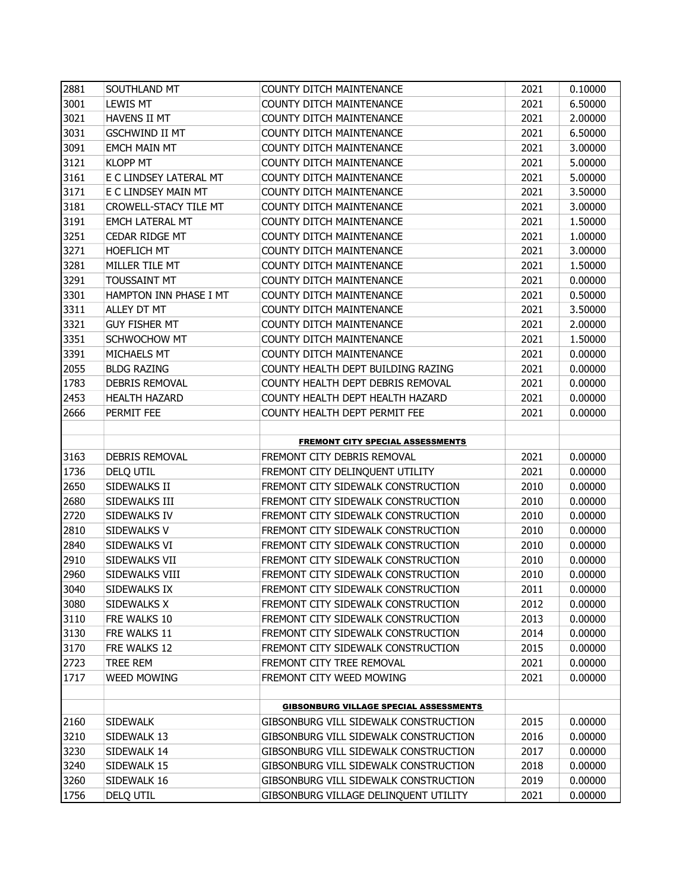| | | | | |
|---|---|---|---|---|
| 2881 | SOUTHLAND MT | COUNTY DITCH MAINTENANCE | 2021 | 0.10000 |
| 3001 | LEWIS MT | COUNTY DITCH MAINTENANCE | 2021 | 6.50000 |
| 3021 | HAVENS II MT | COUNTY DITCH MAINTENANCE | 2021 | 2.00000 |
| 3031 | GSCHWIND II MT | COUNTY DITCH MAINTENANCE | 2021 | 6.50000 |
| 3091 | EMCH MAIN MT | COUNTY DITCH MAINTENANCE | 2021 | 3.00000 |
| 3121 | KLOPP MT | COUNTY DITCH MAINTENANCE | 2021 | 5.00000 |
| 3161 | E C LINDSEY LATERAL MT | COUNTY DITCH MAINTENANCE | 2021 | 5.00000 |
| 3171 | E C LINDSEY MAIN MT | COUNTY DITCH MAINTENANCE | 2021 | 3.50000 |
| 3181 | CROWELL-STACY TILE MT | COUNTY DITCH MAINTENANCE | 2021 | 3.00000 |
| 3191 | EMCH LATERAL MT | COUNTY DITCH MAINTENANCE | 2021 | 1.50000 |
| 3251 | CEDAR RIDGE MT | COUNTY DITCH MAINTENANCE | 2021 | 1.00000 |
| 3271 | HOEFLICH MT | COUNTY DITCH MAINTENANCE | 2021 | 3.00000 |
| 3281 | MILLER TILE MT | COUNTY DITCH MAINTENANCE | 2021 | 1.50000 |
| 3291 | TOUSSAINT MT | COUNTY DITCH MAINTENANCE | 2021 | 0.00000 |
| 3301 | HAMPTON INN PHASE I MT | COUNTY DITCH MAINTENANCE | 2021 | 0.50000 |
| 3311 | ALLEY DT MT | COUNTY DITCH MAINTENANCE | 2021 | 3.50000 |
| 3321 | GUY FISHER MT | COUNTY DITCH MAINTENANCE | 2021 | 2.00000 |
| 3351 | SCHWOCHOW MT | COUNTY DITCH MAINTENANCE | 2021 | 1.50000 |
| 3391 | MICHAELS MT | COUNTY DITCH MAINTENANCE | 2021 | 0.00000 |
| 2055 | BLDG RAZING | COUNTY HEALTH DEPT BUILDING RAZING | 2021 | 0.00000 |
| 1783 | DEBRIS REMOVAL | COUNTY HEALTH DEPT DEBRIS REMOVAL | 2021 | 0.00000 |
| 2453 | HEALTH HAZARD | COUNTY HEALTH DEPT HEALTH HAZARD | 2021 | 0.00000 |
| 2666 | PERMIT FEE | COUNTY HEALTH DEPT PERMIT FEE | 2021 | 0.00000 |
| | | | | |
| | | **FREMONT CITY SPECIAL ASSESSMENTS** | | |
| 3163 | DEBRIS REMOVAL | FREMONT CITY DEBRIS REMOVAL | 2021 | 0.00000 |
| 1736 | DELQ UTIL | FREMONT CITY DELINQUENT UTILITY | 2021 | 0.00000 |
| 2650 | SIDEWALKS II | FREMONT CITY SIDEWALK CONSTRUCTION | 2010 | 0.00000 |
| 2680 | SIDEWALKS III | FREMONT CITY SIDEWALK CONSTRUCTION | 2010 | 0.00000 |
| 2720 | SIDEWALKS IV | FREMONT CITY SIDEWALK CONSTRUCTION | 2010 | 0.00000 |
| 2810 | SIDEWALKS V | FREMONT CITY SIDEWALK CONSTRUCTION | 2010 | 0.00000 |
| 2840 | SIDEWALKS VI | FREMONT CITY SIDEWALK CONSTRUCTION | 2010 | 0.00000 |
| 2910 | SIDEWALKS VII | FREMONT CITY SIDEWALK CONSTRUCTION | 2010 | 0.00000 |
| 2960 | SIDEWALKS VIII | FREMONT CITY SIDEWALK CONSTRUCTION | 2010 | 0.00000 |
| 3040 | SIDEWALKS IX | FREMONT CITY SIDEWALK CONSTRUCTION | 2011 | 0.00000 |
| 3080 | SIDEWALKS X | FREMONT CITY SIDEWALK CONSTRUCTION | 2012 | 0.00000 |
| 3110 | FRE WALKS 10 | FREMONT CITY SIDEWALK CONSTRUCTION | 2013 | 0.00000 |
| 3130 | FRE WALKS 11 | FREMONT CITY SIDEWALK CONSTRUCTION | 2014 | 0.00000 |
| 3170 | FRE WALKS 12 | FREMONT CITY SIDEWALK CONSTRUCTION | 2015 | 0.00000 |
| 2723 | TREE REM | FREMONT CITY TREE REMOVAL | 2021 | 0.00000 |
| 1717 | WEED MOWING | FREMONT CITY WEED MOWING | 2021 | 0.00000 |
| | | | | |
| | | **GIBSONBURG VILLAGE SPECIAL ASSESSMENTS** | | |
| 2160 | SIDEWALK | GIBSONBURG VILL SIDEWALK CONSTRUCTION | 2015 | 0.00000 |
| 3210 | SIDEWALK 13 | GIBSONBURG VILL SIDEWALK CONSTRUCTION | 2016 | 0.00000 |
| 3230 | SIDEWALK 14 | GIBSONBURG VILL SIDEWALK CONSTRUCTION | 2017 | 0.00000 |
| 3240 | SIDEWALK 15 | GIBSONBURG VILL SIDEWALK CONSTRUCTION | 2018 | 0.00000 |
| 3260 | SIDEWALK 16 | GIBSONBURG VILL SIDEWALK CONSTRUCTION | 2019 | 0.00000 |
| 1756 | DELQ UTIL | GIBSONBURG VILLAGE DELINQUENT UTILITY | 2021 | 0.00000 |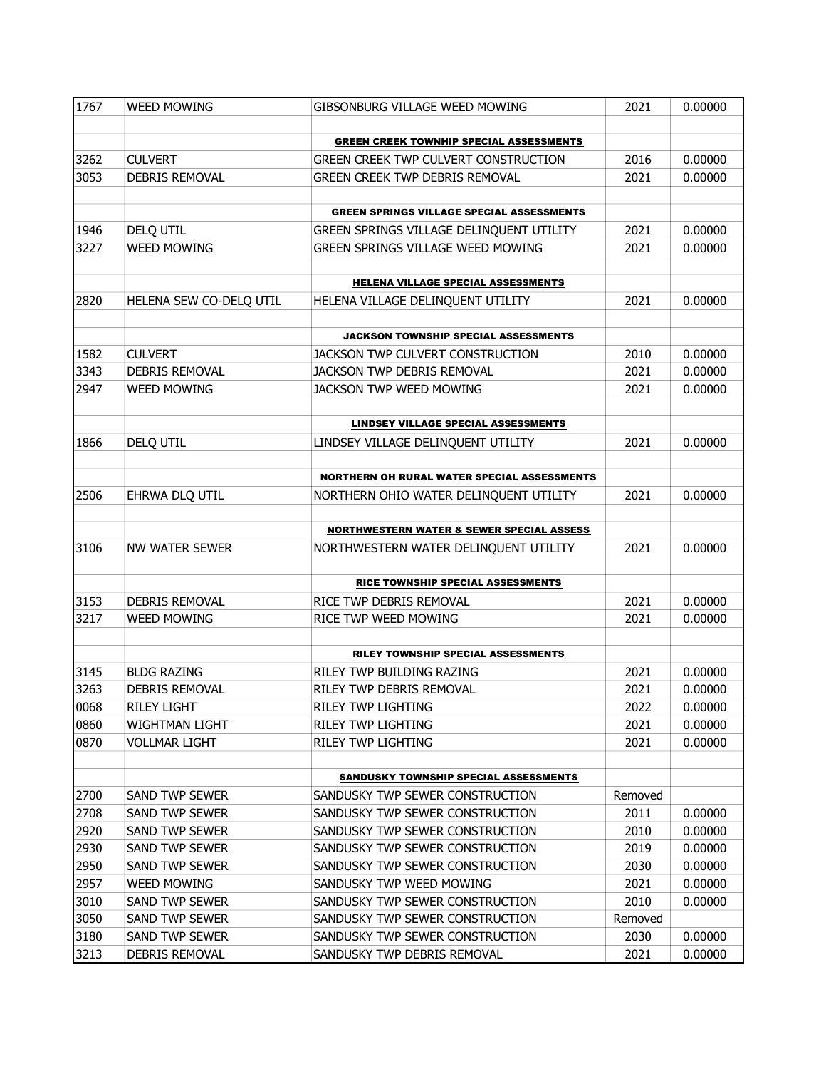| 1767 | WEED MOWING | GIBSONBURG VILLAGE WEED MOWING | 2021 | 0.00000 |
|---|---|---|---|---|
| | | | | |
| | | **GREEN CREEK TOWNHIP SPECIAL ASSESSMENTS** | | |
| 3262 | CULVERT | GREEN CREEK TWP CULVERT CONSTRUCTION | 2016 | 0.00000 |
| 3053 | DEBRIS REMOVAL | GREEN CREEK TWP DEBRIS REMOVAL | 2021 | 0.00000 |
| | | | | |
| | | **GREEN SPRINGS VILLAGE SPECIAL ASSESSMENTS** | | |
| 1946 | DELQ UTIL | GREEN SPRINGS VILLAGE DELINQUENT UTILITY | 2021 | 0.00000 |
| 3227 | WEED MOWING | GREEN SPRINGS VILLAGE WEED MOWING | 2021 | 0.00000 |
| | | | | |
| | | **HELENA VILLAGE SPECIAL ASSESSMENTS** | | |
| 2820 | HELENA SEW CO-DELQ UTIL | HELENA VILLAGE DELINQUENT UTILITY | 2021 | 0.00000 |
| | | | | |
| | | **JACKSON TOWNSHIP SPECIAL ASSESSMENTS** | | |
| 1582 | CULVERT | JACKSON TWP CULVERT CONSTRUCTION | 2010 | 0.00000 |
| 3343 | DEBRIS REMOVAL | JACKSON TWP DEBRIS REMOVAL | 2021 | 0.00000 |
| 2947 | WEED MOWING | JACKSON TWP WEED MOWING | 2021 | 0.00000 |
| | | | | |
| | | **LINDSEY VILLAGE SPECIAL ASSESSMENTS** | | |
| 1866 | DELQ UTIL | LINDSEY VILLAGE DELINQUENT UTILITY | 2021 | 0.00000 |
| | | | | |
| | | **NORTHERN OH RURAL WATER SPECIAL ASSESSMENTS** | | |
| 2506 | EHRWA DLQ UTIL | NORTHERN OHIO WATER DELINQUENT UTILITY | 2021 | 0.00000 |
| | | | | |
| | | **NORTHWESTERN WATER & SEWER SPECIAL ASSESS** | | |
| 3106 | NW WATER SEWER | NORTHWESTERN WATER DELINQUENT UTILITY | 2021 | 0.00000 |
| | | | | |
| | | **RICE TOWNSHIP SPECIAL ASSESSMENTS** | | |
| 3153 | DEBRIS REMOVAL | RICE TWP DEBRIS REMOVAL | 2021 | 0.00000 |
| 3217 | WEED MOWING | RICE TWP WEED MOWING | 2021 | 0.00000 |
| | | | | |
| | | **RILEY TOWNSHIP SPECIAL ASSESSMENTS** | | |
| 3145 | BLDG RAZING | RILEY TWP BUILDING RAZING | 2021 | 0.00000 |
| 3263 | DEBRIS REMOVAL | RILEY TWP DEBRIS REMOVAL | 2021 | 0.00000 |
| 0068 | RILEY LIGHT | RILEY TWP LIGHTING | 2022 | 0.00000 |
| 0860 | WIGHTMAN LIGHT | RILEY TWP LIGHTING | 2021 | 0.00000 |
| 0870 | VOLLMAR LIGHT | RILEY TWP LIGHTING | 2021 | 0.00000 |
| | | | | |
| | | **SANDUSKY TOWNSHIP SPECIAL ASSESSMENTS** | | |
| 2700 | SAND TWP SEWER | SANDUSKY TWP SEWER CONSTRUCTION | Removed | |
| 2708 | SAND TWP SEWER | SANDUSKY TWP SEWER CONSTRUCTION | 2011 | 0.00000 |
| 2920 | SAND TWP SEWER | SANDUSKY TWP SEWER CONSTRUCTION | 2010 | 0.00000 |
| 2930 | SAND TWP SEWER | SANDUSKY TWP SEWER CONSTRUCTION | 2019 | 0.00000 |
| 2950 | SAND TWP SEWER | SANDUSKY TWP SEWER CONSTRUCTION | 2030 | 0.00000 |
| 2957 | WEED MOWING | SANDUSKY TWP WEED MOWING | 2021 | 0.00000 |
| 3010 | SAND TWP SEWER | SANDUSKY TWP SEWER CONSTRUCTION | 2010 | 0.00000 |
| 3050 | SAND TWP SEWER | SANDUSKY TWP SEWER CONSTRUCTION | Removed | |
| 3180 | SAND TWP SEWER | SANDUSKY TWP SEWER CONSTRUCTION | 2030 | 0.00000 |
| 3213 | DEBRIS REMOVAL | SANDUSKY TWP DEBRIS REMOVAL | 2021 | 0.00000 |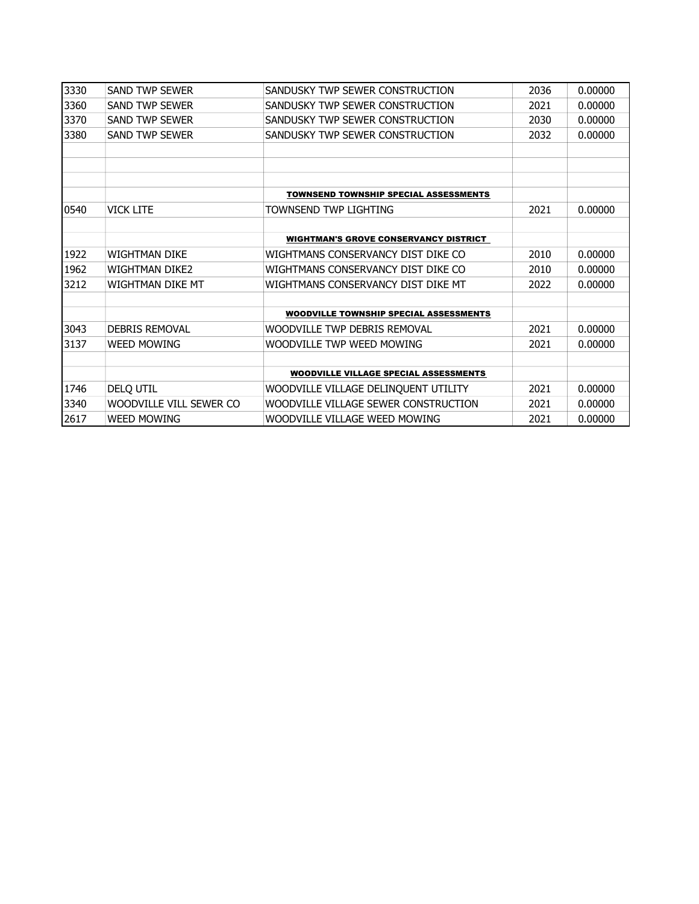| | | | | |
|---|---|---|---|---|
| 3330 | SAND TWP SEWER | SANDUSKY TWP SEWER CONSTRUCTION | 2036 | 0.00000 |
| 3360 | SAND TWP SEWER | SANDUSKY TWP SEWER CONSTRUCTION | 2021 | 0.00000 |
| 3370 | SAND TWP SEWER | SANDUSKY TWP SEWER CONSTRUCTION | 2030 | 0.00000 |
| 3380 | SAND TWP SEWER | SANDUSKY TWP SEWER CONSTRUCTION | 2032 | 0.00000 |
| | | | | |
| | | | | |
| | | | | |
| | | **TOWNSEND TOWNSHIP SPECIAL ASSESSMENTS** | | |
| 0540 | VICK LITE | TOWNSEND TWP LIGHTING | 2021 | 0.00000 |
| | | | | |
| | | **WIGHTMAN'S GROVE CONSERVANCY DISTRICT** | | |
| 1922 | WIGHTMAN DIKE | WIGHTMANS CONSERVANCY DIST DIKE CO | 2010 | 0.00000 |
| 1962 | WIGHTMAN DIKE2 | WIGHTMANS CONSERVANCY DIST DIKE CO | 2010 | 0.00000 |
| 3212 | WIGHTMAN DIKE MT | WIGHTMANS CONSERVANCY DIST DIKE MT | 2022 | 0.00000 |
| | | | | |
| | | **WOODVILLE TOWNSHIP SPECIAL ASSESSMENTS** | | |
| 3043 | DEBRIS REMOVAL | WOODVILLE TWP DEBRIS REMOVAL | 2021 | 0.00000 |
| 3137 | WEED MOWING | WOODVILLE TWP WEED MOWING | 2021 | 0.00000 |
| | | | | |
| | | **WOODVILLE VILLAGE SPECIAL ASSESSMENTS** | | |
| 1746 | DELQ UTIL | WOODVILLE VILLAGE DELINQUENT UTILITY | 2021 | 0.00000 |
| 3340 | WOODVILLE VILL SEWER CO | WOODVILLE VILLAGE SEWER CONSTRUCTION | 2021 | 0.00000 |
| 2617 | WEED MOWING | WOODVILLE VILLAGE WEED MOWING | 2021 | 0.00000 |